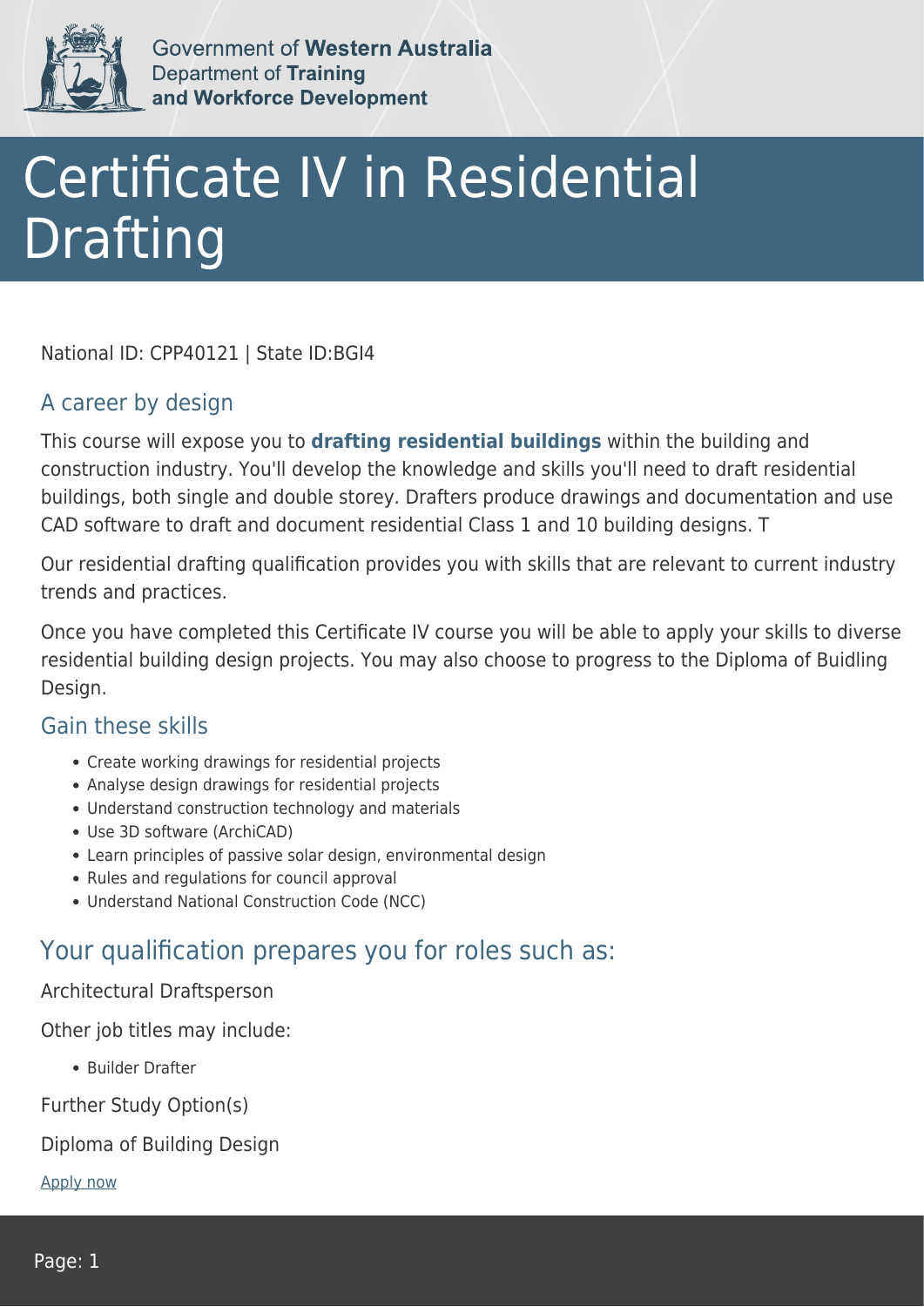Government of **Western Australia**
Department of **Training and Workforce Development**

# Certificate IV in Residential Drafting

National ID: CPP40121 | State ID:BGI4

## A career by design

This course will expose you to **drafting residential buildings** within the building and construction industry. You'll develop the knowledge and skills you'll need to draft residential buildings, both single and double storey. Drafters produce drawings and documentation and use CAD software to draft and document residential Class 1 and 10 building designs. T

Our residential drafting qualification provides you with skills that are relevant to current industry trends and practices.

Once you have completed this Certificate IV course you will be able to apply your skills to diverse residential building design projects. You may also choose to progress to the Diploma of Buidling Design.

## Gain these skills

- Create working drawings for residential projects
- Analyse design drawings for residential projects
- Understand construction technology and materials
- Use 3D software (ArchiCAD)
- Learn principles of passive solar design, environmental design
- Rules and regulations for council approval
- Understand National Construction Code (NCC)

## Your qualification prepares you for roles such as:

Architectural Draftsperson

Other job titles may include:

- Builder Drafter

Further Study Option(s)

Diploma of Building Design

Apply now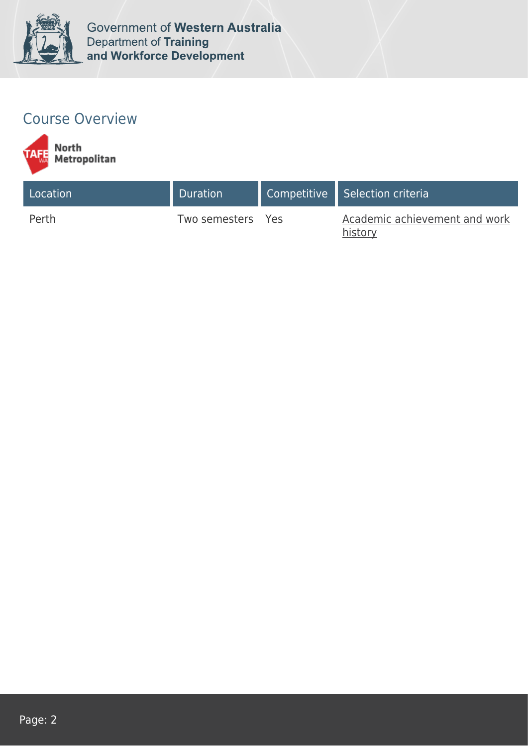## Course Overview

North Metropolitan

| Location | Duration | Competitive | Selection criteria |
|---|---|---|---|
| Perth | Two semesters | Yes | Academic achievement and work history |